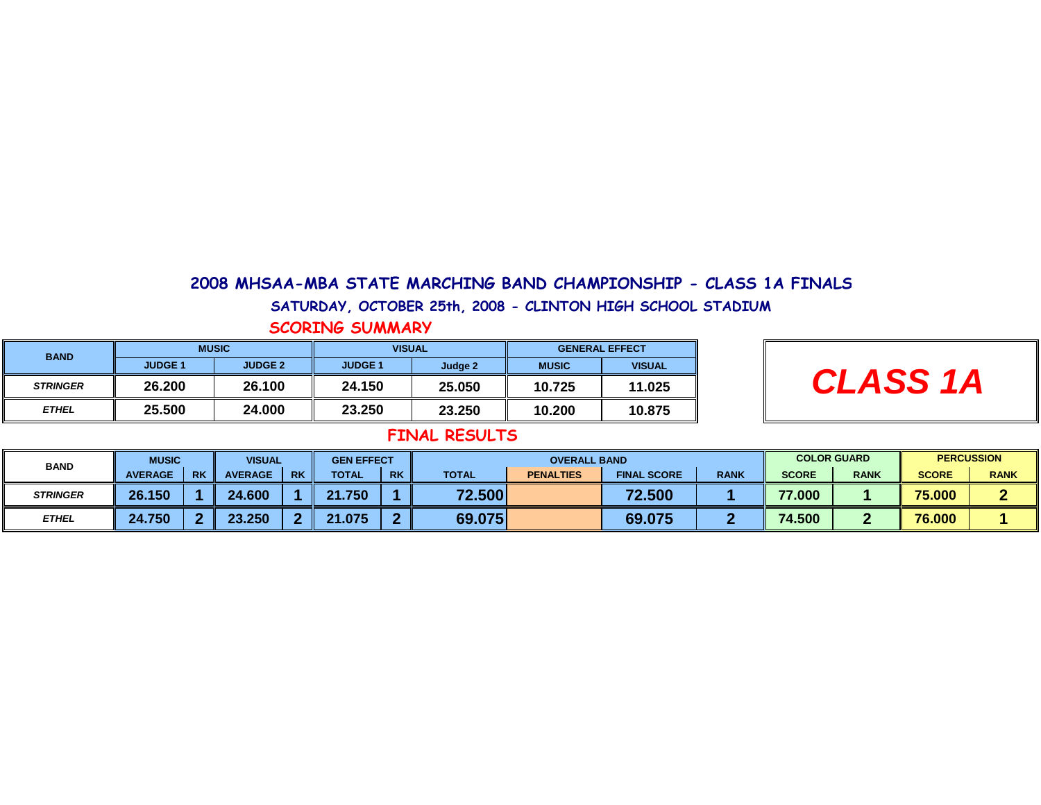# 2008 MHSAA-MBA STATE MARCHING BAND CHAMPIONSHIP - CLASS 1A FINALS

## SATURDAY, OCTOBER 25th, 2008 - CLINTON HIGH SCHOOL STADIUM

### SCORING SUMMARY

| BAND | MUSIC | | VISUAL | | GENERAL EFFECT | |
|---|---|---|---|---|---|---|
| | JUDGE 1 | JUDGE 2 | JUDGE 1 | Judge 2 | MUSIC | VISUAL |
| ***STRINGER*** | 26.200 | 26.100 | 24.150 | 25.050 | 10.725 | 11.025 |
| ***ETHEL*** | 25.500 | 24.000 | 23.250 | 23.250 | 10.200 | 10.875 |

**CLASS 1A**

### FINAL RESULTS

| BAND | MUSIC | | VISUAL | | GEN EFFECT | | OVERALL BAND | | | | COLOR GUARD | | PERCUSSION | |
|---|---|---|---|---|---|---|---|---|---|---|---|---|---|---|
| | AVERAGE | RK | AVERAGE | RK | TOTAL | RK | TOTAL | PENALTIES | FINAL SCORE | RANK | SCORE | RANK | SCORE | RANK |
| ***STRINGER*** | 26.150 | 1 | 24.600 | 1 | 21.750 | 1 | 72.500 | | 72.500 | 1 | 77.000 | 1 | 75.000 | 2 |
| ***ETHEL*** | 24.750 | 2 | 23.250 | 2 | 21.075 | 2 | 69.075 | | 69.075 | 2 | 74.500 | 2 | 76.000 | 1 |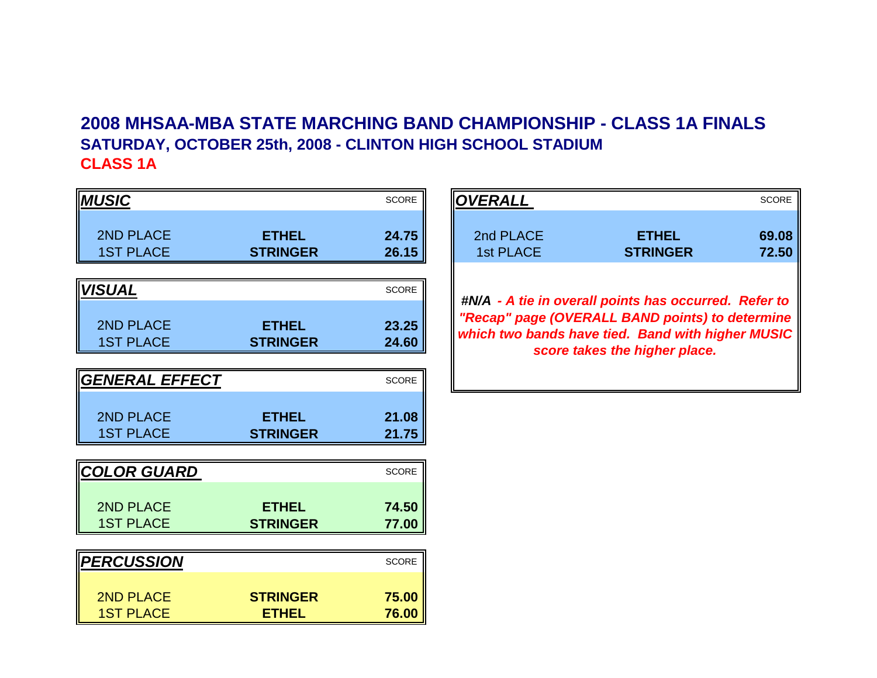# 2008 MHSAA-MBA STATE MARCHING BAND CHAMPIONSHIP - CLASS 1A FINALS

## SATURDAY, OCTOBER 25th, 2008 - CLINTON HIGH SCHOOL STADIUM

## CLASS 1A

| ***MUSIC*** | | SCORE |
|---|---|---|
| 2ND PLACE | **ETHEL** | **24.75** |
| 1ST PLACE | **STRINGER** | **26.15** |

| ***VISUAL*** | | SCORE |
|---|---|---|
| 2ND PLACE | **ETHEL** | **23.25** |
| 1ST PLACE | **STRINGER** | **24.60** |

| ***GENERAL EFFECT*** | | SCORE |
|---|---|---|
| 2ND PLACE | **ETHEL** | **21.08** |
| 1ST PLACE | **STRINGER** | **21.75** |

| ***COLOR GUARD*** | | SCORE |
|---|---|---|
| 2ND PLACE | **ETHEL** | **74.50** |
| 1ST PLACE | **STRINGER** | **77.00** |

| ***PERCUSSION*** | | SCORE |
|---|---|---|
| 2ND PLACE | **STRINGER** | **75.00** |
| 1ST PLACE | **ETHEL** | **76.00** |

| ***OVERALL*** | | SCORE |
|---|---|---|
| 2nd PLACE | **ETHEL** | **69.08** |
| 1st PLACE | **STRINGER** | **72.50** |

***#N/A - A tie in overall points has occurred. Refer to "Recap" page (OVERALL BAND points) to determine which two bands have tied. Band with higher MUSIC score takes the higher place.***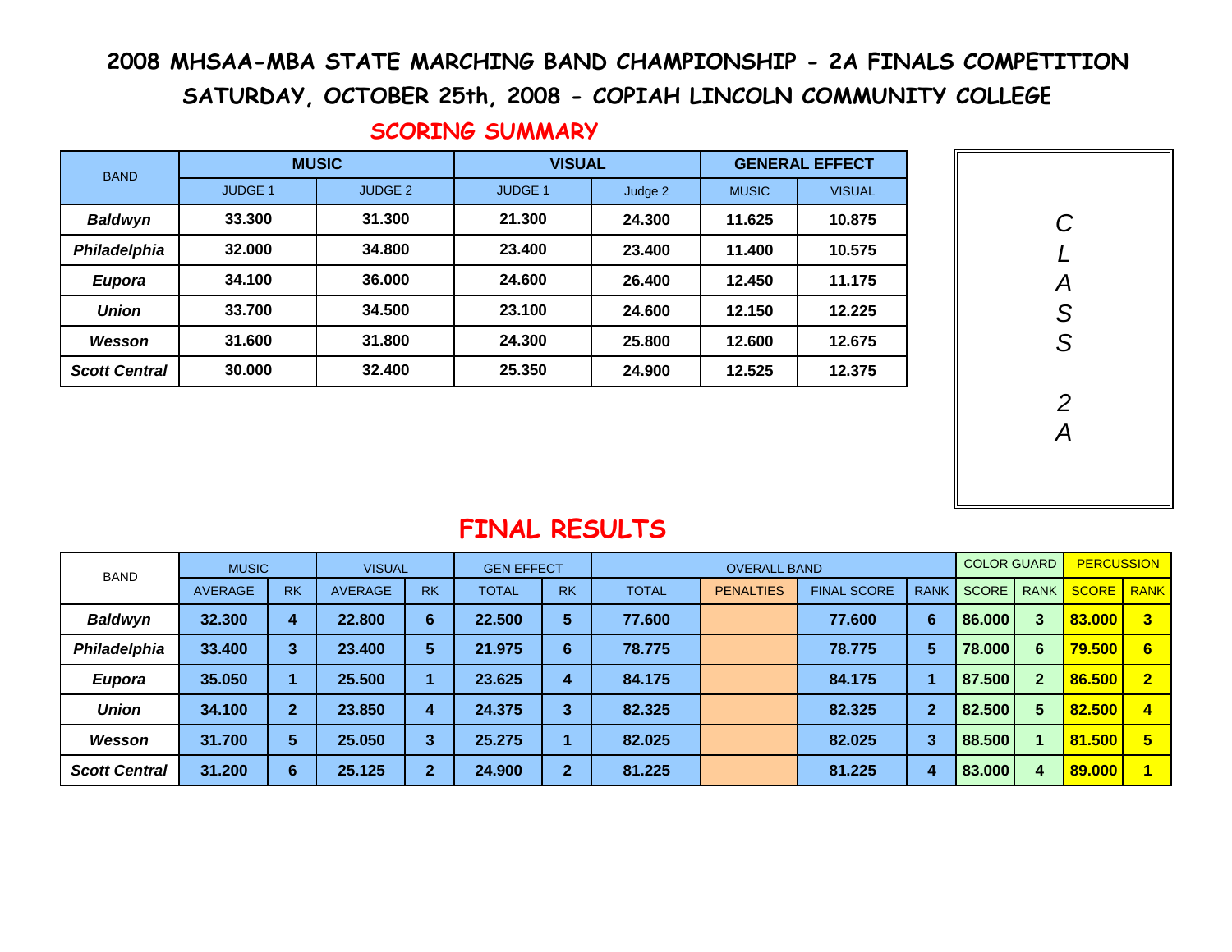# 2008 MHSAA-MBA STATE MARCHING BAND CHAMPIONSHIP - 2A FINALS COMPETITION

## SATURDAY, OCTOBER 25th, 2008 - COPIAH LINCOLN COMMUNITY COLLEGE

### SCORING SUMMARY

| BAND | MUSIC | | VISUAL | | GENERAL EFFECT | |
|---|---|---|---|---|---|---|
| | JUDGE 1 | JUDGE 2 | JUDGE 1 | Judge 2 | MUSIC | VISUAL |
| ***Baldwyn*** | **33.300** | **31.300** | **21.300** | **24.300** | **11.625** | **10.875** |
| ***Philadelphia*** | **32.000** | **34.800** | **23.400** | **23.400** | **11.400** | **10.575** |
| ***Eupora*** | **34.100** | **36.000** | **24.600** | **26.400** | **12.450** | **11.175** |
| ***Union*** | **33.700** | **34.500** | **23.100** | **24.600** | **12.150** | **12.225** |
| ***Wesson*** | **31.600** | **31.800** | **24.300** | **25.800** | **12.600** | **12.675** |
| ***Scott Central*** | **30.000** | **32.400** | **25.350** | **24.900** | **12.525** | **12.375** |

*CLASS 2A*

### FINAL RESULTS

| BAND | MUSIC | | VISUAL | | GEN EFFECT | | OVERALL BAND | | | | COLOR GUARD | | PERCUSSION | |
|---|---|---|---|---|---|---|---|---|---|---|---|---|---|---|
| | AVERAGE | RK | AVERAGE | RK | TOTAL | RK | TOTAL | PENALTIES | FINAL SCORE | RANK | SCORE | RANK | SCORE | RANK |
| ***Baldwyn*** | **32.300** | **4** | **22.800** | **6** | **22.500** | **5** | **77.600** | | **77.600** | **6** | **86.000** | **3** | **83.000** | **3** |
| ***Philadelphia*** | **33.400** | **3** | **23.400** | **5** | **21.975** | **6** | **78.775** | | **78.775** | **5** | **78.000** | **6** | **79.500** | **6** |
| ***Eupora*** | **35.050** | **1** | **25.500** | **1** | **23.625** | **4** | **84.175** | | **84.175** | **1** | **87.500** | **2** | **86.500** | **2** |
| ***Union*** | **34.100** | **2** | **23.850** | **4** | **24.375** | **3** | **82.325** | | **82.325** | **2** | **82.500** | **5** | **82.500** | **4** |
| ***Wesson*** | **31.700** | **5** | **25.050** | **3** | **25.275** | **1** | **82.025** | | **82.025** | **3** | **88.500** | **1** | **81.500** | **5** |
| ***Scott Central*** | **31.200** | **6** | **25.125** | **2** | **24.900** | **2** | **81.225** | | **81.225** | **4** | **83.000** | **4** | **89.000** | **1** |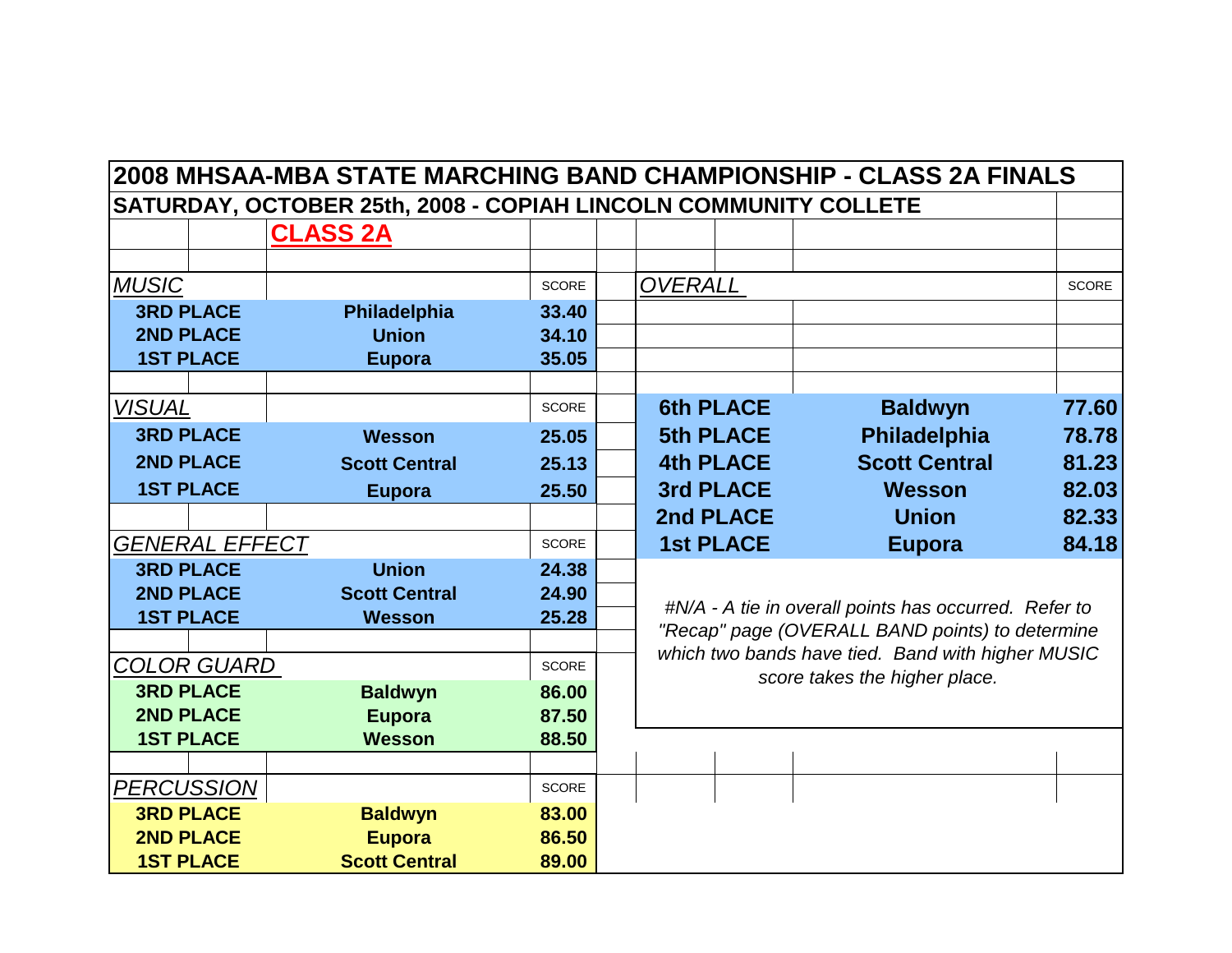# 2008 MHSAA-MBA STATE MARCHING BAND CHAMPIONSHIP - CLASS 2A FINALS

## SATURDAY, OCTOBER 25th, 2008 - COPIAH LINCOLN COMMUNITY COLLETE

### CLASS 2A

| *MUSIC* | | SCORE |
|---|---|---|
| 3RD PLACE | Philadelphia | 33.40 |
| 2ND PLACE | Union | 34.10 |
| 1ST PLACE | Eupora | 35.05 |

| *VISUAL* | | SCORE |
|---|---|---|
| 3RD PLACE | Wesson | 25.05 |
| 2ND PLACE | Scott Central | 25.13 |
| 1ST PLACE | Eupora | 25.50 |

| *GENERAL EFFECT* | | SCORE |
|---|---|---|
| 3RD PLACE | Union | 24.38 |
| 2ND PLACE | Scott Central | 24.90 |
| 1ST PLACE | Wesson | 25.28 |

| *COLOR GUARD* | | SCORE |
|---|---|---|
| 3RD PLACE | Baldwyn | 86.00 |
| 2ND PLACE | Eupora | 87.50 |
| 1ST PLACE | Wesson | 88.50 |

| *PERCUSSION* | | SCORE |
|---|---|---|
| 3RD PLACE | Baldwyn | 83.00 |
| 2ND PLACE | Eupora | 86.50 |
| 1ST PLACE | Scott Central | 89.00 |

| *OVERALL* | | SCORE |
|---|---|---|
| 6th PLACE | Baldwyn | 77.60 |
| 5th PLACE | Philadelphia | 78.78 |
| 4th PLACE | Scott Central | 81.23 |
| 3rd PLACE | Wesson | 82.03 |
| 2nd PLACE | Union | 82.33 |
| 1st PLACE | Eupora | 84.18 |

*#N/A - A tie in overall points has occurred. Refer to "Recap" page (OVERALL BAND points) to determine which two bands have tied. Band with higher MUSIC score takes the higher place.*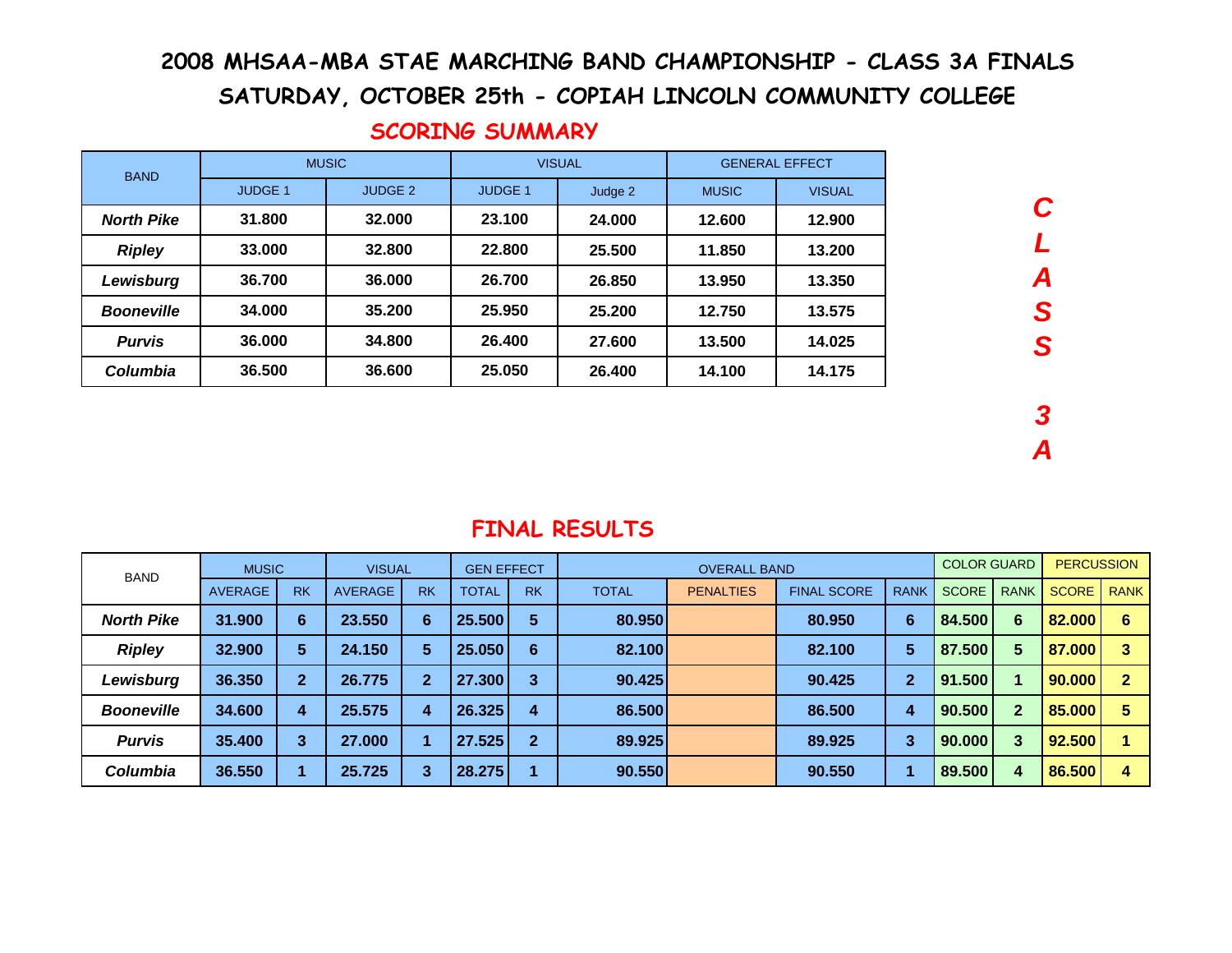# 2008 MHSAA-MBA STAE MARCHING BAND CHAMPIONSHIP - CLASS 3A FINALS

## SATURDAY, OCTOBER 25th - COPIAH LINCOLN COMMUNITY COLLEGE

### SCORING SUMMARY

| BAND | MUSIC | | VISUAL | | GENERAL EFFECT | |
|---|---|---|---|---|---|---|
| | JUDGE 1 | JUDGE 2 | JUDGE 1 | Judge 2 | MUSIC | VISUAL |
| ***North Pike*** | **31.800** | **32.000** | **23.100** | **24.000** | **12.600** | **12.900** |
| ***Ripley*** | **33.000** | **32.800** | **22.800** | **25.500** | **11.850** | **13.200** |
| ***Lewisburg*** | **36.700** | **36.000** | **26.700** | **26.850** | **13.950** | **13.350** |
| ***Booneville*** | **34.000** | **35.200** | **25.950** | **25.200** | **12.750** | **13.575** |
| ***Purvis*** | **36.000** | **34.800** | **26.400** | **27.600** | **13.500** | **14.025** |
| ***Columbia*** | **36.500** | **36.600** | **25.050** | **26.400** | **14.100** | **14.175** |

***CLASS 3A***

### FINAL RESULTS

| BAND | MUSIC | | VISUAL | | GEN EFFECT | | OVERALL BAND | | | | COLOR GUARD | | PERCUSSION | |
|---|---|---|---|---|---|---|---|---|---|---|---|---|---|---|
| | AVERAGE | RK | AVERAGE | RK | TOTAL | RK | TOTAL | PENALTIES | FINAL SCORE | RANK | SCORE | RANK | SCORE | RANK |
| ***North Pike*** | **31.900** | **6** | **23.550** | **6** | **25.500** | **5** | **80.950** | | **80.950** | **6** | **84.500** | **6** | **82.000** | **6** |
| ***Ripley*** | **32.900** | **5** | **24.150** | **5** | **25.050** | **6** | **82.100** | | **82.100** | **5** | **87.500** | **5** | **87.000** | **3** |
| ***Lewisburg*** | **36.350** | **2** | **26.775** | **2** | **27.300** | **3** | **90.425** | | **90.425** | **2** | **91.500** | **1** | **90.000** | **2** |
| ***Booneville*** | **34.600** | **4** | **25.575** | **4** | **26.325** | **4** | **86.500** | | **86.500** | **4** | **90.500** | **2** | **85.000** | **5** |
| ***Purvis*** | **35.400** | **3** | **27.000** | **1** | **27.525** | **2** | **89.925** | | **89.925** | **3** | **90.000** | **3** | **92.500** | **1** |
| ***Columbia*** | **36.550** | **1** | **25.725** | **3** | **28.275** | **1** | **90.550** | | **90.550** | **1** | **89.500** | **4** | **86.500** | **4** |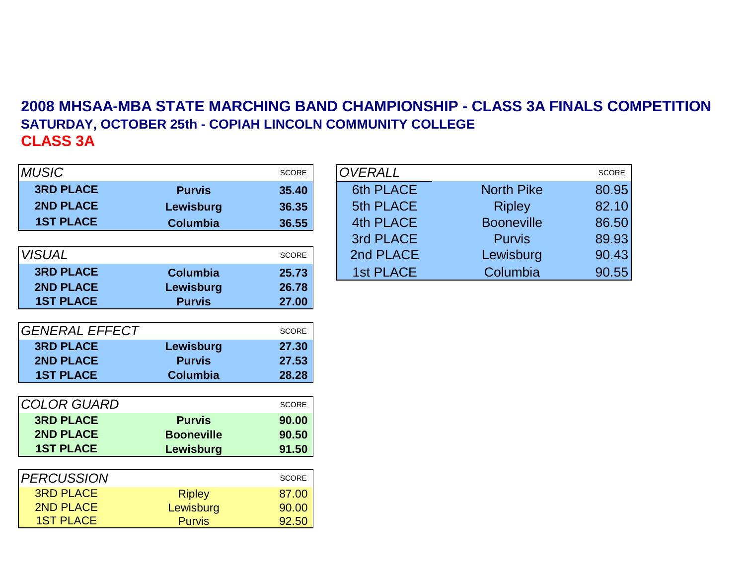# 2008 MHSAA-MBA STATE MARCHING BAND CHAMPIONSHIP - CLASS 3A FINALS COMPETITION

## SATURDAY, OCTOBER 25th - COPIAH LINCOLN COMMUNITY COLLEGE

## CLASS 3A

| *MUSIC* | | SCORE |
|---|---|---|
| **3RD PLACE** | **Purvis** | **35.40** |
| **2ND PLACE** | **Lewisburg** | **36.35** |
| **1ST PLACE** | **Columbia** | **36.55** |

| *VISUAL* | | SCORE |
|---|---|---|
| **3RD PLACE** | **Columbia** | **25.73** |
| **2ND PLACE** | **Lewisburg** | **26.78** |
| **1ST PLACE** | **Purvis** | **27.00** |

| *GENERAL EFFECT* | | SCORE |
|---|---|---|
| **3RD PLACE** | **Lewisburg** | **27.30** |
| **2ND PLACE** | **Purvis** | **27.53** |
| **1ST PLACE** | **Columbia** | **28.28** |

| *COLOR GUARD* | | SCORE |
|---|---|---|
| **3RD PLACE** | **Purvis** | **90.00** |
| **2ND PLACE** | **Booneville** | **90.50** |
| **1ST PLACE** | **Lewisburg** | **91.50** |

| *PERCUSSION* | | SCORE |
|---|---|---|
| 3RD PLACE | Ripley | 87.00 |
| 2ND PLACE | Lewisburg | 90.00 |
| 1ST PLACE | Purvis | 92.50 |

| *OVERALL* | | SCORE |
|---|---|---|
| 6th PLACE | North Pike | 80.95 |
| 5th PLACE | Ripley | 82.10 |
| 4th PLACE | Booneville | 86.50 |
| 3rd PLACE | Purvis | 89.93 |
| 2nd PLACE | Lewisburg | 90.43 |
| 1st PLACE | Columbia | 90.55 |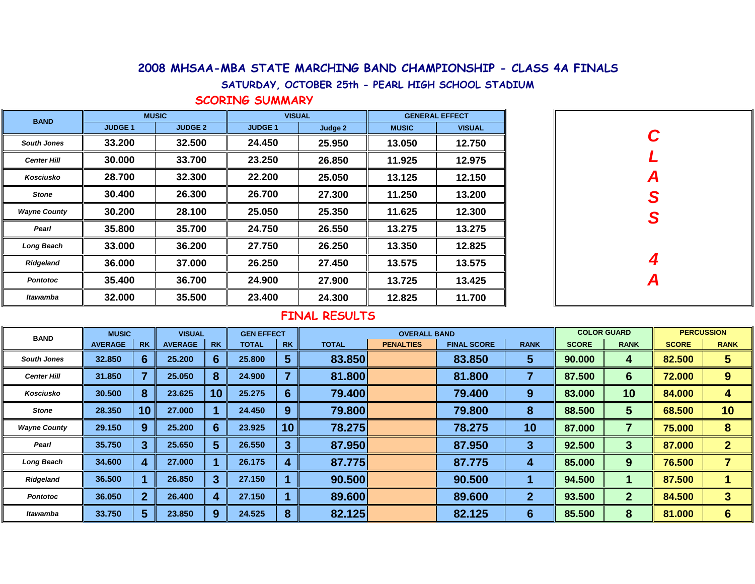# 2008 MHSAA-MBA STATE MARCHING BAND CHAMPIONSHIP - CLASS 4A FINALS

### SATURDAY, OCTOBER 25th - PEARL HIGH SCHOOL STADIUM

## SCORING SUMMARY

| BAND | MUSIC | | VISUAL | | GENERAL EFFECT | |
|---|---|---|---|---|---|---|
| | JUDGE 1 | JUDGE 2 | JUDGE 1 | Judge 2 | MUSIC | VISUAL |
| *South Jones* | 33.200 | 32.500 | 24.450 | 25.950 | 13.050 | 12.750 |
| *Center Hill* | 30.000 | 33.700 | 23.250 | 26.850 | 11.925 | 12.975 |
| *Kosciusko* | 28.700 | 32.300 | 22.200 | 25.050 | 13.125 | 12.150 |
| *Stone* | 30.400 | 26.300 | 26.700 | 27.300 | 11.250 | 13.200 |
| *Wayne County* | 30.200 | 28.100 | 25.050 | 25.350 | 11.625 | 12.300 |
| *Pearl* | 35.800 | 35.700 | 24.750 | 26.550 | 13.275 | 13.275 |
| *Long Beach* | 33.000 | 36.200 | 27.750 | 26.250 | 13.350 | 12.825 |
| *Ridgeland* | 36.000 | 37.000 | 26.250 | 27.450 | 13.575 | 13.575 |
| *Pontotoc* | 35.400 | 36.700 | 24.900 | 27.900 | 13.725 | 13.425 |
| *Itawamba* | 32.000 | 35.500 | 23.400 | 24.300 | 12.825 | 11.700 |

***CLASS 4A***

## FINAL RESULTS

| BAND | MUSIC | | VISUAL | | GEN EFFECT | | OVERALL BAND | | | | COLOR GUARD | | PERCUSSION | |
|---|---|---|---|---|---|---|---|---|---|---|---|---|---|---|
| | AVERAGE | RK | AVERAGE | RK | TOTAL | RK | TOTAL | PENALTIES | FINAL SCORE | RANK | SCORE | RANK | SCORE | RANK |
| *South Jones* | 32.850 | 6 | 25.200 | 6 | 25.800 | 5 | 83.850 | | 83.850 | 5 | 90.000 | 4 | 82.500 | 5 |
| *Center Hill* | 31.850 | 7 | 25.050 | 8 | 24.900 | 7 | 81.800 | | 81.800 | 7 | 87.500 | 6 | 72.000 | 9 |
| *Kosciusko* | 30.500 | 8 | 23.625 | 10 | 25.275 | 6 | 79.400 | | 79.400 | 9 | 83.000 | 10 | 84.000 | 4 |
| *Stone* | 28.350 | 10 | 27.000 | 1 | 24.450 | 9 | 79.800 | | 79.800 | 8 | 88.500 | 5 | 68.500 | 10 |
| *Wayne County* | 29.150 | 9 | 25.200 | 6 | 23.925 | 10 | 78.275 | | 78.275 | 10 | 87.000 | 7 | 75.000 | 8 |
| *Pearl* | 35.750 | 3 | 25.650 | 5 | 26.550 | 3 | 87.950 | | 87.950 | 3 | 92.500 | 3 | 87.000 | 2 |
| *Long Beach* | 34.600 | 4 | 27.000 | 1 | 26.175 | 4 | 87.775 | | 87.775 | 4 | 85.000 | 9 | 76.500 | 7 |
| *Ridgeland* | 36.500 | 1 | 26.850 | 3 | 27.150 | 1 | 90.500 | | 90.500 | 1 | 94.500 | 1 | 87.500 | 1 |
| *Pontotoc* | 36.050 | 2 | 26.400 | 4 | 27.150 | 1 | 89.600 | | 89.600 | 2 | 93.500 | 2 | 84.500 | 3 |
| *Itawamba* | 33.750 | 5 | 23.850 | 9 | 24.525 | 8 | 82.125 | | 82.125 | 6 | 85.500 | 8 | 81.000 | 6 |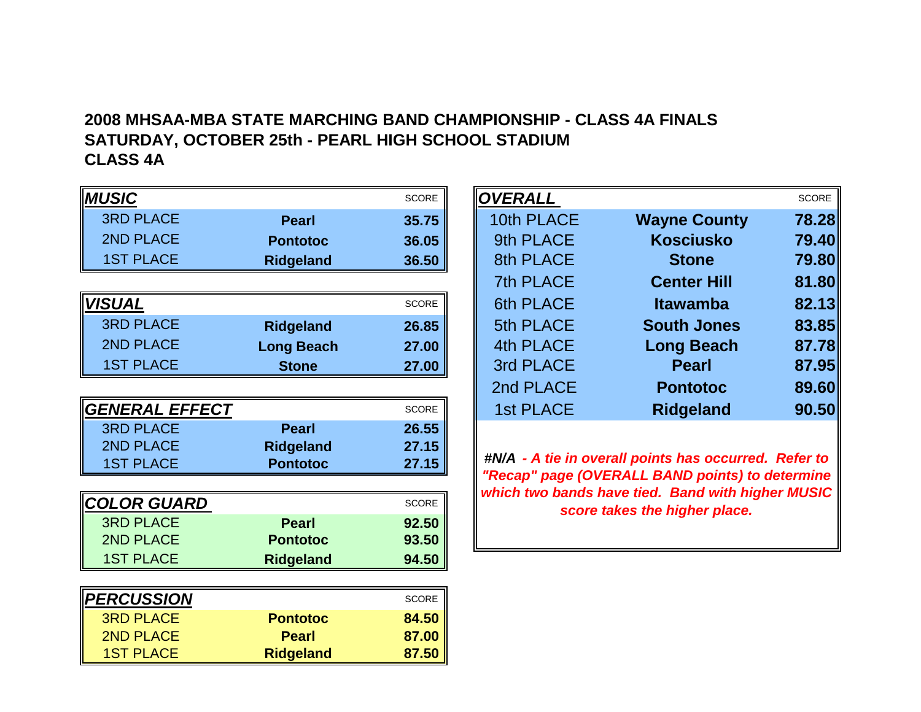**2008 MHSAA-MBA STATE MARCHING BAND CHAMPIONSHIP - CLASS 4A FINALS**
**SATURDAY, OCTOBER 25th - PEARL HIGH SCHOOL STADIUM**
**CLASS 4A**

| ***MUSIC*** | | SCORE |
|---|---|---|
| 3RD PLACE | **Pearl** | **35.75** |
| 2ND PLACE | **Pontotoc** | **36.05** |
| 1ST PLACE | **Ridgeland** | **36.50** |

| ***VISUAL*** | | SCORE |
|---|---|---|
| 3RD PLACE | **Ridgeland** | **26.85** |
| 2ND PLACE | **Long Beach** | **27.00** |
| 1ST PLACE | **Stone** | **27.00** |

| ***GENERAL EFFECT*** | | SCORE |
|---|---|---|
| 3RD PLACE | **Pearl** | **26.55** |
| 2ND PLACE | **Ridgeland** | **27.15** |
| 1ST PLACE | **Pontotoc** | **27.15** |

| ***COLOR GUARD*** | | SCORE |
|---|---|---|
| 3RD PLACE | **Pearl** | **92.50** |
| 2ND PLACE | **Pontotoc** | **93.50** |
| 1ST PLACE | **Ridgeland** | **94.50** |

| ***PERCUSSION*** | | SCORE |
|---|---|---|
| 3RD PLACE | **Pontotoc** | **84.50** |
| 2ND PLACE | **Pearl** | **87.00** |
| 1ST PLACE | **Ridgeland** | **87.50** |

| ***OVERALL*** | | SCORE |
|---|---|---|
| 10th PLACE | **Wayne County** | **78.28** |
| 9th PLACE | **Kosciusko** | **79.40** |
| 8th PLACE | **Stone** | **79.80** |
| 7th PLACE | **Center Hill** | **81.80** |
| 6th PLACE | **Itawamba** | **82.13** |
| 5th PLACE | **South Jones** | **83.85** |
| 4th PLACE | **Long Beach** | **87.78** |
| 3rd PLACE | **Pearl** | **87.95** |
| 2nd PLACE | **Pontotoc** | **89.60** |
| 1st PLACE | **Ridgeland** | **90.50** |

***#N/A** - A tie in overall points has occurred. Refer to "Recap" page (OVERALL BAND points) to determine which two bands have tied. Band with higher MUSIC score takes the higher place.*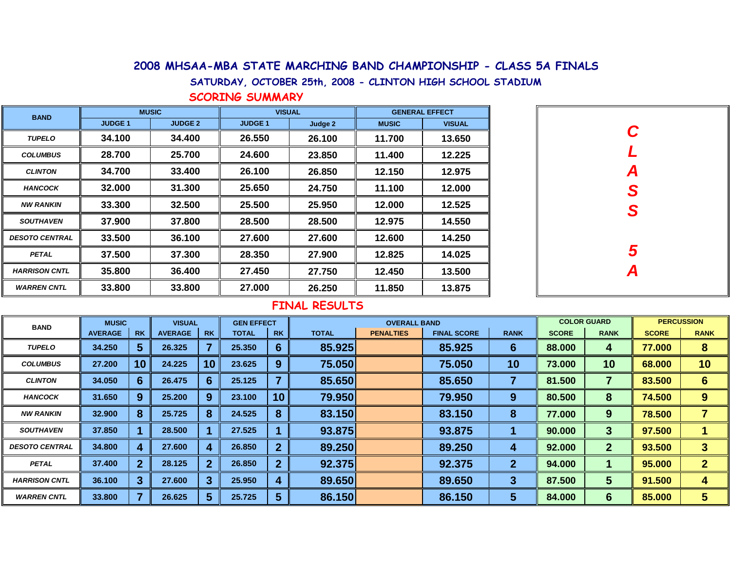# 2008 MHSAA-MBA STATE MARCHING BAND CHAMPIONSHIP - CLASS 5A FINALS

## SATURDAY, OCTOBER 25th, 2008 - CLINTON HIGH SCHOOL STADIUM

### SCORING SUMMARY

| BAND | MUSIC | | VISUAL | | GENERAL EFFECT | |
|---|---|---|---|---|---|---|
| | JUDGE 1 | JUDGE 2 | JUDGE 1 | Judge 2 | MUSIC | VISUAL |
| TUPELO | 34.100 | 34.400 | 26.550 | 26.100 | 11.700 | 13.650 |
| COLUMBUS | 28.700 | 25.700 | 24.600 | 23.850 | 11.400 | 12.225 |
| CLINTON | 34.700 | 33.400 | 26.100 | 26.850 | 12.150 | 12.975 |
| HANCOCK | 32.000 | 31.300 | 25.650 | 24.750 | 11.100 | 12.000 |
| NW RANKIN | 33.300 | 32.500 | 25.500 | 25.950 | 12.000 | 12.525 |
| SOUTHAVEN | 37.900 | 37.800 | 28.500 | 28.500 | 12.975 | 14.550 |
| DESOTO CENTRAL | 33.500 | 36.100 | 27.600 | 27.600 | 12.600 | 14.250 |
| PETAL | 37.500 | 37.300 | 28.350 | 27.900 | 12.825 | 14.025 |
| HARRISON CNTL | 35.800 | 36.400 | 27.450 | 27.750 | 12.450 | 13.500 |
| WARREN CNTL | 33.800 | 33.800 | 27.000 | 26.250 | 11.850 | 13.875 |

CLASS 5A

### FINAL RESULTS

| BAND | MUSIC | | VISUAL | | GEN EFFECT | | OVERALL BAND | | | | COLOR GUARD | | PERCUSSION | |
|---|---|---|---|---|---|---|---|---|---|---|---|---|---|---|
| | AVERAGE | RK | AVERAGE | RK | TOTAL | RK | TOTAL | PENALTIES | FINAL SCORE | RANK | SCORE | RANK | SCORE | RANK |
| TUPELO | 34.250 | 5 | 26.325 | 7 | 25.350 | 6 | 85.925 | | 85.925 | 6 | 88.000 | 4 | 77.000 | 8 |
| COLUMBUS | 27.200 | 10 | 24.225 | 10 | 23.625 | 9 | 75.050 | | 75.050 | 10 | 73.000 | 10 | 68.000 | 10 |
| CLINTON | 34.050 | 6 | 26.475 | 6 | 25.125 | 7 | 85.650 | | 85.650 | 7 | 81.500 | 7 | 83.500 | 6 |
| HANCOCK | 31.650 | 9 | 25.200 | 9 | 23.100 | 10 | 79.950 | | 79.950 | 9 | 80.500 | 8 | 74.500 | 9 |
| NW RANKIN | 32.900 | 8 | 25.725 | 8 | 24.525 | 8 | 83.150 | | 83.150 | 8 | 77.000 | 9 | 78.500 | 7 |
| SOUTHAVEN | 37.850 | 1 | 28.500 | 1 | 27.525 | 1 | 93.875 | | 93.875 | 1 | 90.000 | 3 | 97.500 | 1 |
| DESOTO CENTRAL | 34.800 | 4 | 27.600 | 4 | 26.850 | 2 | 89.250 | | 89.250 | 4 | 92.000 | 2 | 93.500 | 3 |
| PETAL | 37.400 | 2 | 28.125 | 2 | 26.850 | 2 | 92.375 | | 92.375 | 2 | 94.000 | 1 | 95.000 | 2 |
| HARRISON CNTL | 36.100 | 3 | 27.600 | 3 | 25.950 | 4 | 89.650 | | 89.650 | 3 | 87.500 | 5 | 91.500 | 4 |
| WARREN CNTL | 33.800 | 7 | 26.625 | 5 | 25.725 | 5 | 86.150 | | 86.150 | 5 | 84.000 | 6 | 85.000 | 5 |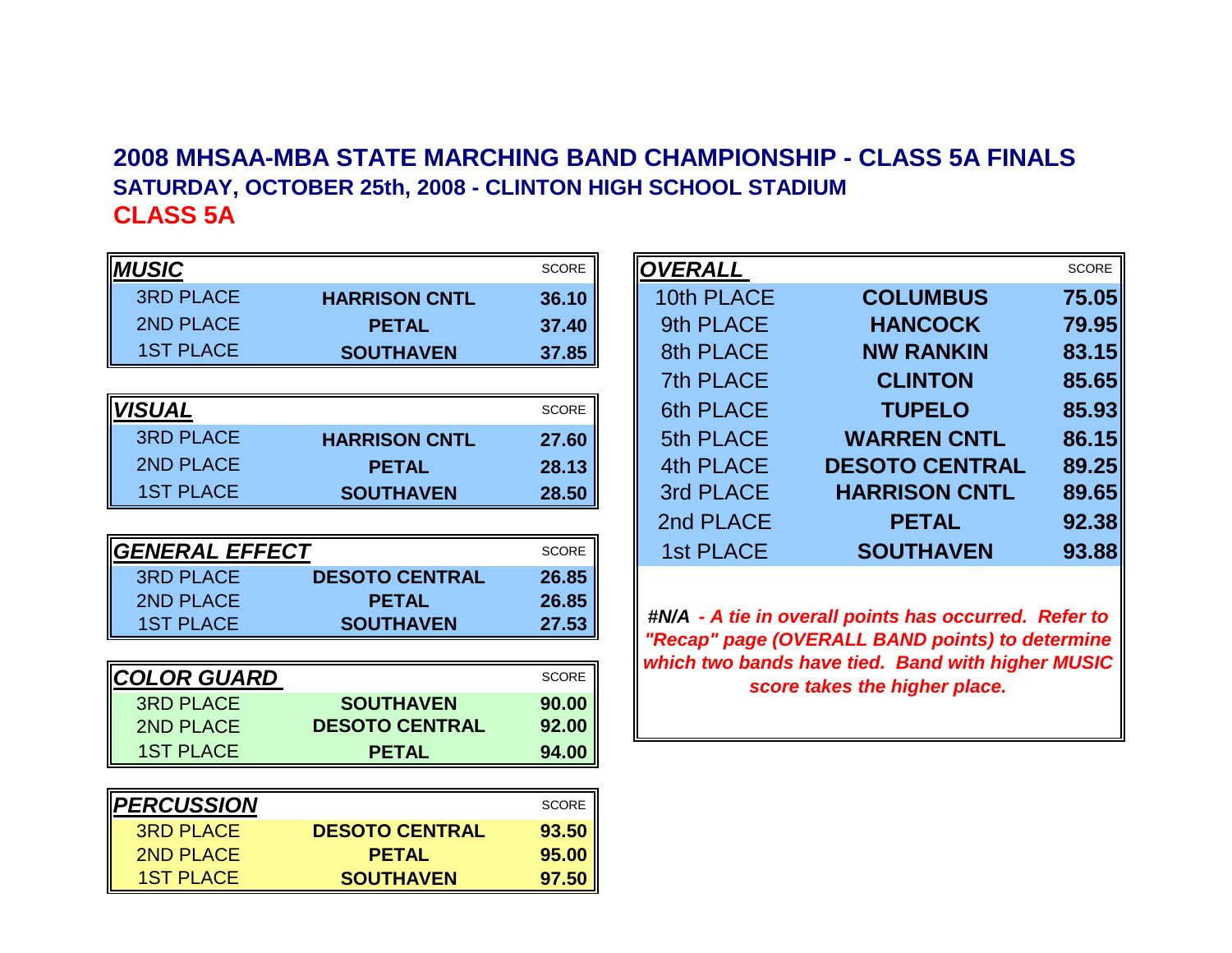# 2008 MHSAA-MBA STATE MARCHING BAND CHAMPIONSHIP - CLASS 5A FINALS

## SATURDAY, OCTOBER 25th, 2008 - CLINTON HIGH SCHOOL STADIUM

## CLASS 5A

| ***MUSIC*** | | SCORE |
|---|---|---|
| 3RD PLACE | **HARRISON CNTL** | **36.10** |
| 2ND PLACE | **PETAL** | **37.40** |
| 1ST PLACE | **SOUTHAVEN** | **37.85** |

| ***VISUAL*** | | SCORE |
|---|---|---|
| 3RD PLACE | **HARRISON CNTL** | **27.60** |
| 2ND PLACE | **PETAL** | **28.13** |
| 1ST PLACE | **SOUTHAVEN** | **28.50** |

| ***GENERAL EFFECT*** | | SCORE |
|---|---|---|
| 3RD PLACE | **DESOTO CENTRAL** | **26.85** |
| 2ND PLACE | **PETAL** | **26.85** |
| 1ST PLACE | **SOUTHAVEN** | **27.53** |

| ***COLOR GUARD*** | | SCORE |
|---|---|---|
| 3RD PLACE | **SOUTHAVEN** | **90.00** |
| 2ND PLACE | **DESOTO CENTRAL** | **92.00** |
| 1ST PLACE | **PETAL** | **94.00** |

| ***PERCUSSION*** | | SCORE |
|---|---|---|
| 3RD PLACE | **DESOTO CENTRAL** | **93.50** |
| 2ND PLACE | **PETAL** | **95.00** |
| 1ST PLACE | **SOUTHAVEN** | **97.50** |

| ***OVERALL*** | | SCORE |
|---|---|---|
| 10th PLACE | **COLUMBUS** | **75.05** |
| 9th PLACE | **HANCOCK** | **79.95** |
| 8th PLACE | **NW RANKIN** | **83.15** |
| 7th PLACE | **CLINTON** | **85.65** |
| 6th PLACE | **TUPELO** | **85.93** |
| 5th PLACE | **WARREN CNTL** | **86.15** |
| 4th PLACE | **DESOTO CENTRAL** | **89.25** |
| 3rd PLACE | **HARRISON CNTL** | **89.65** |
| 2nd PLACE | **PETAL** | **92.38** |
| 1st PLACE | **SOUTHAVEN** | **93.88** |

***#N/A** - A tie in overall points has occurred. Refer to "Recap" page (OVERALL BAND points) to determine which two bands have tied. Band with higher MUSIC score takes the higher place.*